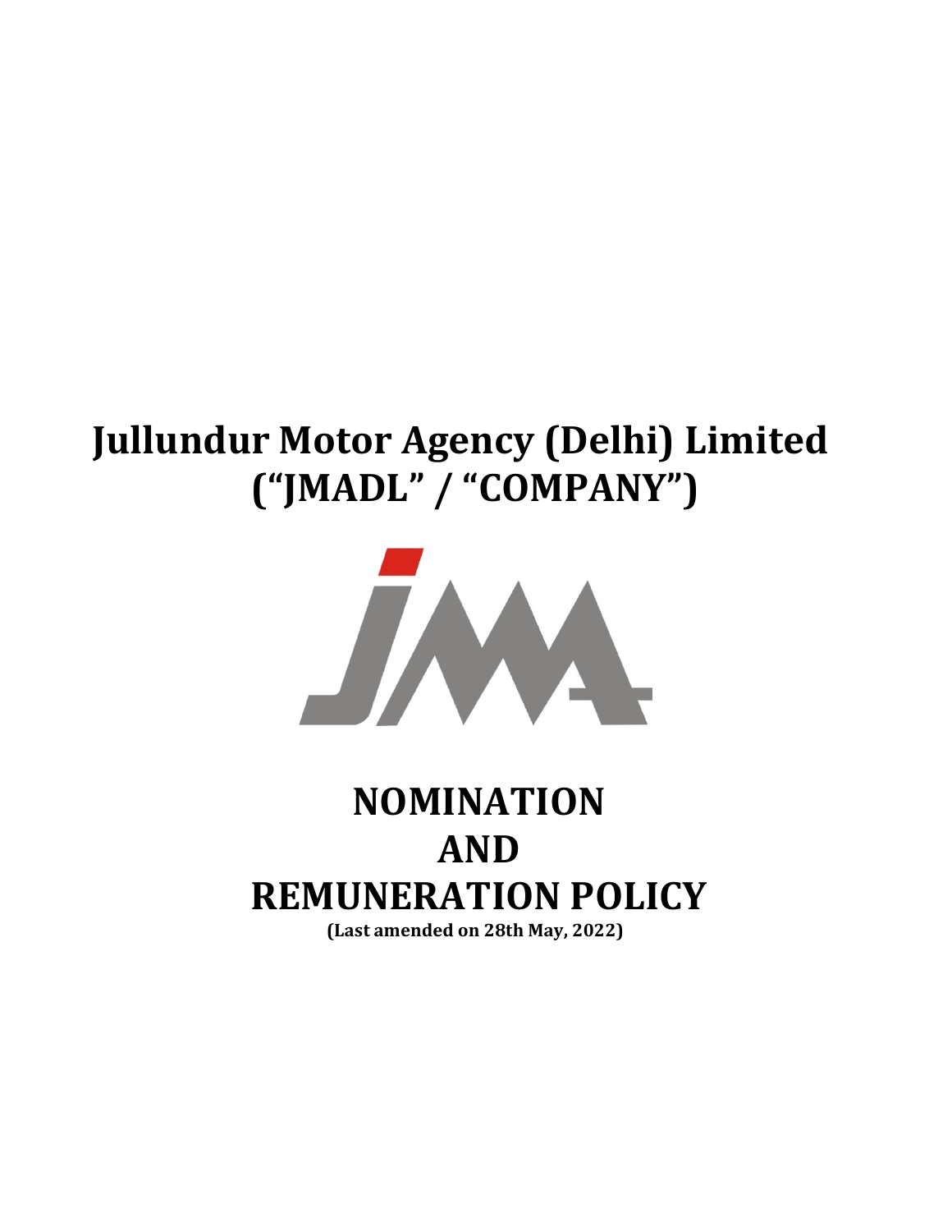# Jullundur Motor Agency (Delhi) Limited (“JMADL” / “COMPANY”)

# NOMINATION AND REMUNERATION POLICY

**(Last amended on 28th May, 2022)**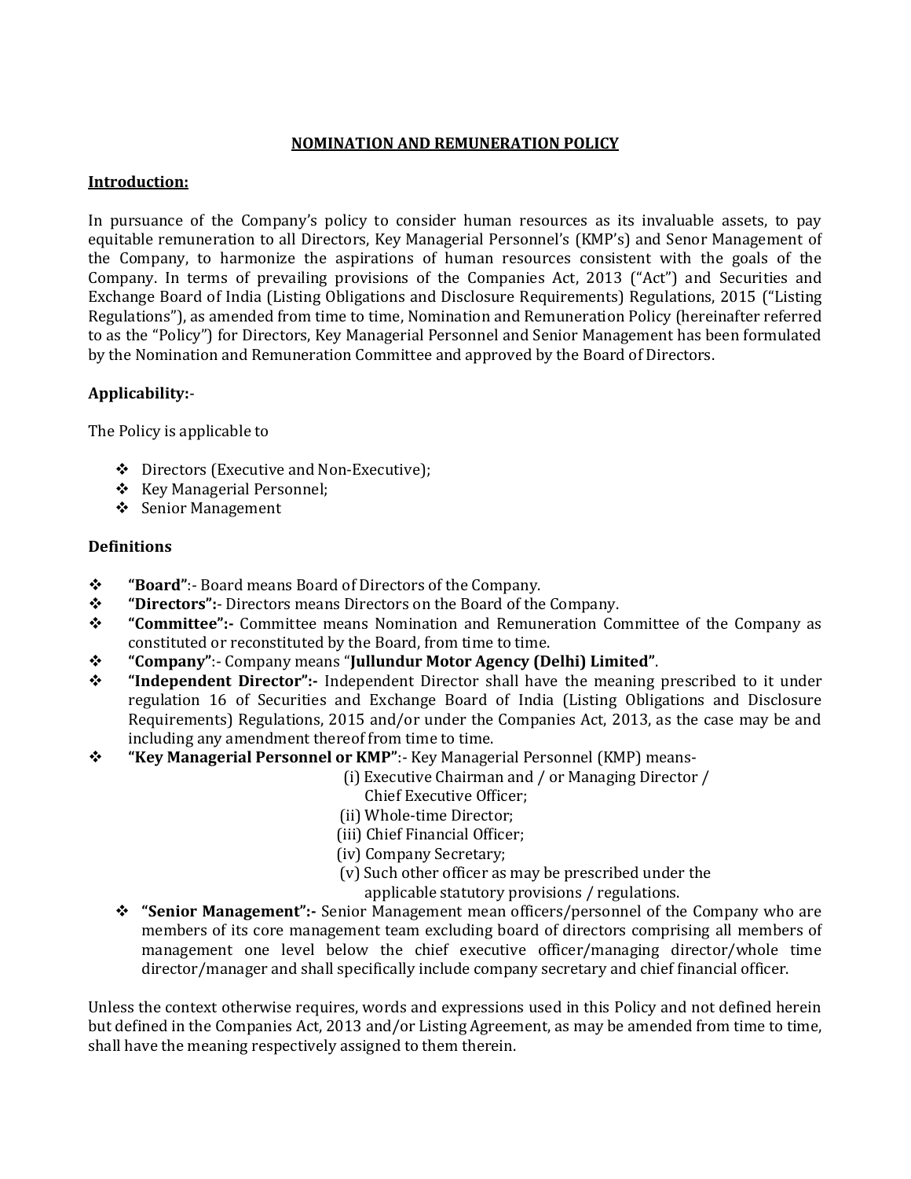# NOMINATION AND REMUNERATION POLICY

## Introduction:

In pursuance of the Company's policy to consider human resources as its invaluable assets, to pay equitable remuneration to all Directors, Key Managerial Personnel's (KMP's) and Senor Management of the Company, to harmonize the aspirations of human resources consistent with the goals of the Company. In terms of prevailing provisions of the Companies Act, 2013 ("Act") and Securities and Exchange Board of India (Listing Obligations and Disclosure Requirements) Regulations, 2015 ("Listing Regulations"), as amended from time to time, Nomination and Remuneration Policy (hereinafter referred to as the "Policy") for Directors, Key Managerial Personnel and Senior Management has been formulated by the Nomination and Remuneration Committee and approved by the Board of Directors.

## Applicability:-

The Policy is applicable to

- Directors (Executive and Non-Executive);
- Key Managerial Personnel;
- Senior Management

## Definitions

- **"Board"**:- Board means Board of Directors of the Company.
- **"Directors":-** Directors means Directors on the Board of the Company.
- **"Committee":-** Committee means Nomination and Remuneration Committee of the Company as constituted or reconstituted by the Board, from time to time.
- **"Company"**:- Company means "**Jullundur Motor Agency (Delhi) Limited**".
- **"Independent Director":-** Independent Director shall have the meaning prescribed to it under regulation 16 of Securities and Exchange Board of India (Listing Obligations and Disclosure Requirements) Regulations, 2015 and/or under the Companies Act, 2013, as the case may be and including any amendment thereof from time to time.
- **"Key Managerial Personnel or KMP"**:- Key Managerial Personnel (KMP) means-
  - (i) Executive Chairman and / or Managing Director / Chief Executive Officer;
  - (ii) Whole-time Director;
  - (iii) Chief Financial Officer;
  - (iv) Company Secretary;
  - (v) Such other officer as may be prescribed under the applicable statutory provisions / regulations.
- **"Senior Management":-** Senior Management mean officers/personnel of the Company who are members of its core management team excluding board of directors comprising all members of management one level below the chief executive officer/managing director/whole time director/manager and shall specifically include company secretary and chief financial officer.

Unless the context otherwise requires, words and expressions used in this Policy and not defined herein but defined in the Companies Act, 2013 and/or Listing Agreement, as may be amended from time to time, shall have the meaning respectively assigned to them therein.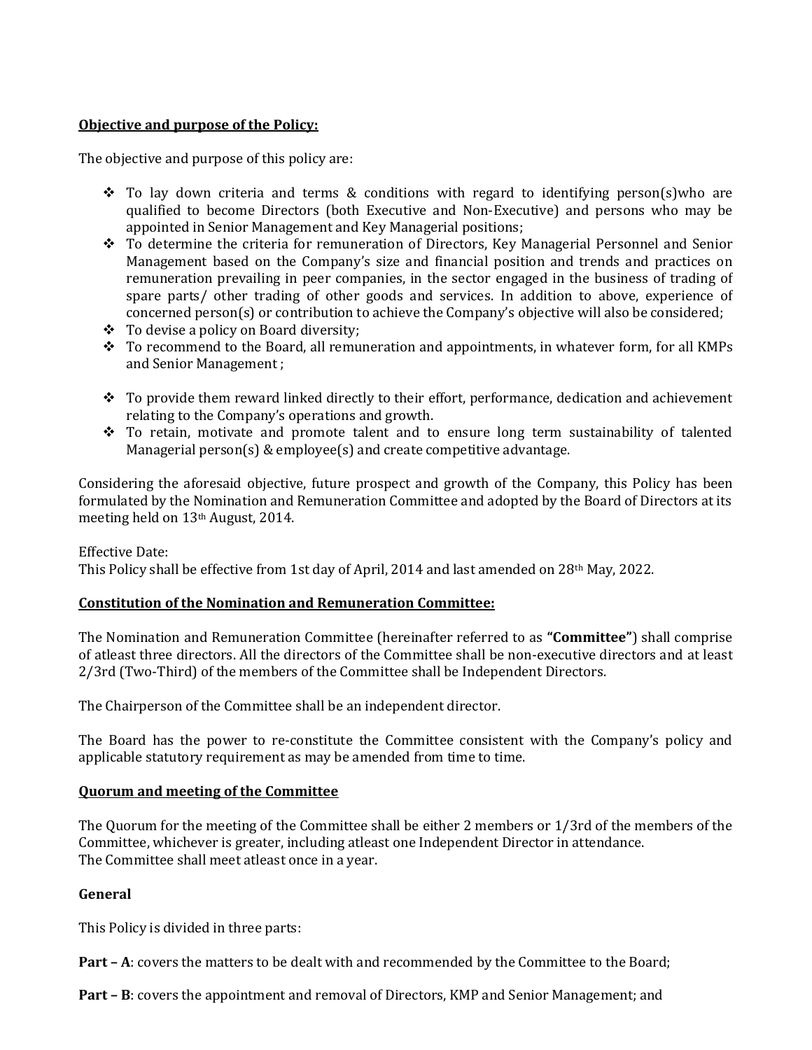**Objective and purpose of the Policy:**

The objective and purpose of this policy are:

- To lay down criteria and terms & conditions with regard to identifying person(s)who are qualified to become Directors (both Executive and Non-Executive) and persons who may be appointed in Senior Management and Key Managerial positions;
- To determine the criteria for remuneration of Directors, Key Managerial Personnel and Senior Management based on the Company's size and financial position and trends and practices on remuneration prevailing in peer companies, in the sector engaged in the business of trading of spare parts/ other trading of other goods and services. In addition to above, experience of concerned person(s) or contribution to achieve the Company's objective will also be considered;
- To devise a policy on Board diversity;
- To recommend to the Board, all remuneration and appointments, in whatever form, for all KMPs and Senior Management ;
- To provide them reward linked directly to their effort, performance, dedication and achievement relating to the Company's operations and growth.
- To retain, motivate and promote talent and to ensure long term sustainability of talented Managerial person(s) & employee(s) and create competitive advantage.

Considering the aforesaid objective, future prospect and growth of the Company, this Policy has been formulated by the Nomination and Remuneration Committee and adopted by the Board of Directors at its meeting held on 13th August, 2014.

Effective Date:
This Policy shall be effective from 1st day of April, 2014 and last amended on 28th May, 2022.

**Constitution of the Nomination and Remuneration Committee:**

The Nomination and Remuneration Committee (hereinafter referred to as **"Committee"**) shall comprise of atleast three directors. All the directors of the Committee shall be non-executive directors and at least 2/3rd (Two-Third) of the members of the Committee shall be Independent Directors.

The Chairperson of the Committee shall be an independent director.

The Board has the power to re-constitute the Committee consistent with the Company's policy and applicable statutory requirement as may be amended from time to time.

**Quorum and meeting of the Committee**

The Quorum for the meeting of the Committee shall be either 2 members or 1/3rd of the members of the Committee, whichever is greater, including atleast one Independent Director in attendance.
The Committee shall meet atleast once in a year.

**General**

This Policy is divided in three parts:

**Part – A**: covers the matters to be dealt with and recommended by the Committee to the Board;

**Part – B**: covers the appointment and removal of Directors, KMP and Senior Management; and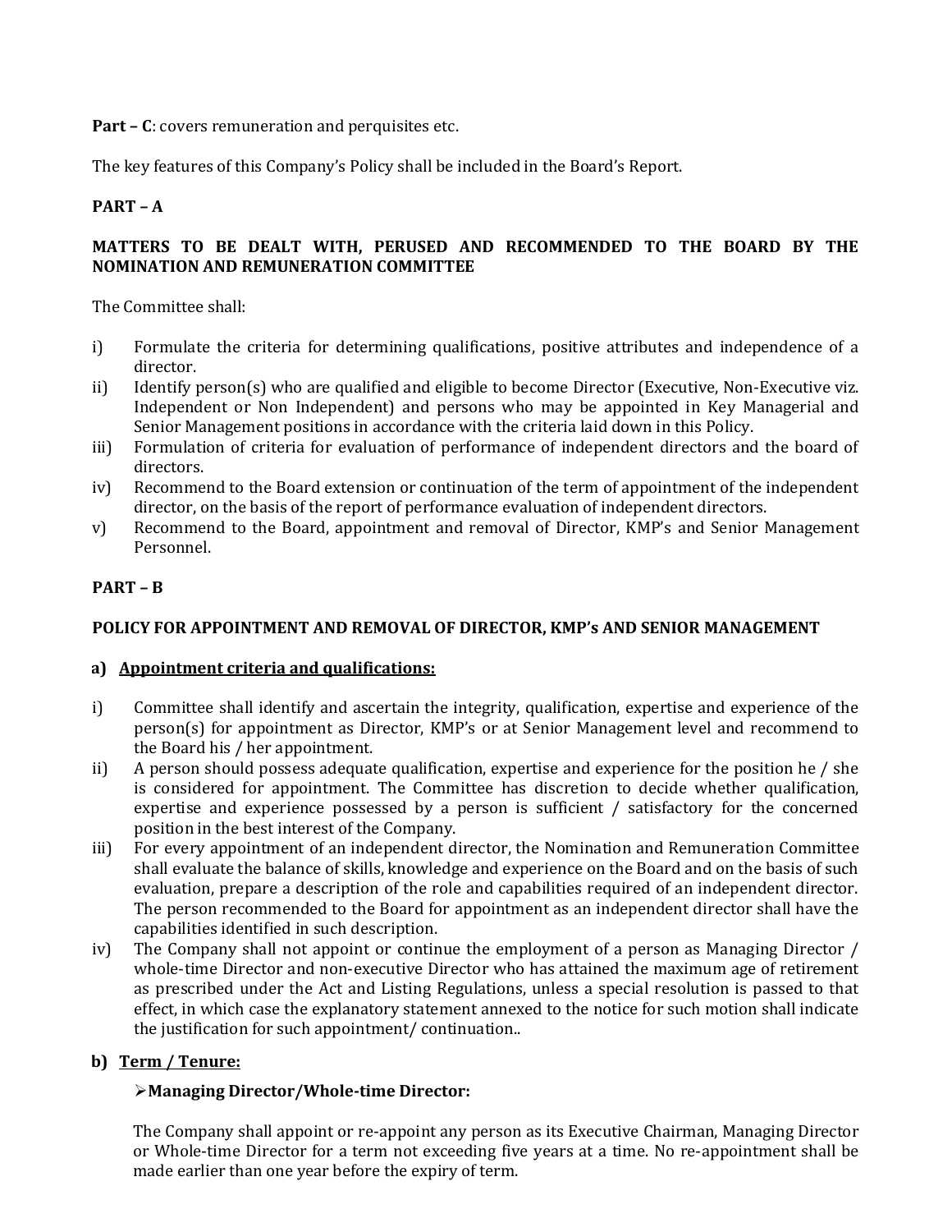**Part – C**: covers remuneration and perquisites etc.

The key features of this Company's Policy shall be included in the Board's Report.

## PART – A

### MATTERS TO BE DEALT WITH, PERUSED AND RECOMMENDED TO THE BOARD BY THE NOMINATION AND REMUNERATION COMMITTEE

The Committee shall:

i) Formulate the criteria for determining qualifications, positive attributes and independence of a director.

ii) Identify person(s) who are qualified and eligible to become Director (Executive, Non-Executive viz. Independent or Non Independent) and persons who may be appointed in Key Managerial and Senior Management positions in accordance with the criteria laid down in this Policy.

iii) Formulation of criteria for evaluation of performance of independent directors and the board of directors.

iv) Recommend to the Board extension or continuation of the term of appointment of the independent director, on the basis of the report of performance evaluation of independent directors.

v) Recommend to the Board, appointment and removal of Director, KMP's and Senior Management Personnel.

## PART – B

### POLICY FOR APPOINTMENT AND REMOVAL OF DIRECTOR, KMP's AND SENIOR MANAGEMENT

**a) <u>Appointment criteria and qualifications:</u>**

i) Committee shall identify and ascertain the integrity, qualification, expertise and experience of the person(s) for appointment as Director, KMP's or at Senior Management level and recommend to the Board his / her appointment.

ii) A person should possess adequate qualification, expertise and experience for the position he / she is considered for appointment. The Committee has discretion to decide whether qualification, expertise and experience possessed by a person is sufficient / satisfactory for the concerned position in the best interest of the Company.

iii) For every appointment of an independent director, the Nomination and Remuneration Committee shall evaluate the balance of skills, knowledge and experience on the Board and on the basis of such evaluation, prepare a description of the role and capabilities required of an independent director. The person recommended to the Board for appointment as an independent director shall have the capabilities identified in such description.

iv) The Company shall not appoint or continue the employment of a person as Managing Director / whole-time Director and non-executive Director who has attained the maximum age of retirement as prescribed under the Act and Listing Regulations, unless a special resolution is passed to that effect, in which case the explanatory statement annexed to the notice for such motion shall indicate the justification for such appointment/ continuation..

**b) <u>Term / Tenure:</u>**

- **Managing Director/Whole-time Director:**

The Company shall appoint or re-appoint any person as its Executive Chairman, Managing Director or Whole-time Director for a term not exceeding five years at a time. No re-appointment shall be made earlier than one year before the expiry of term.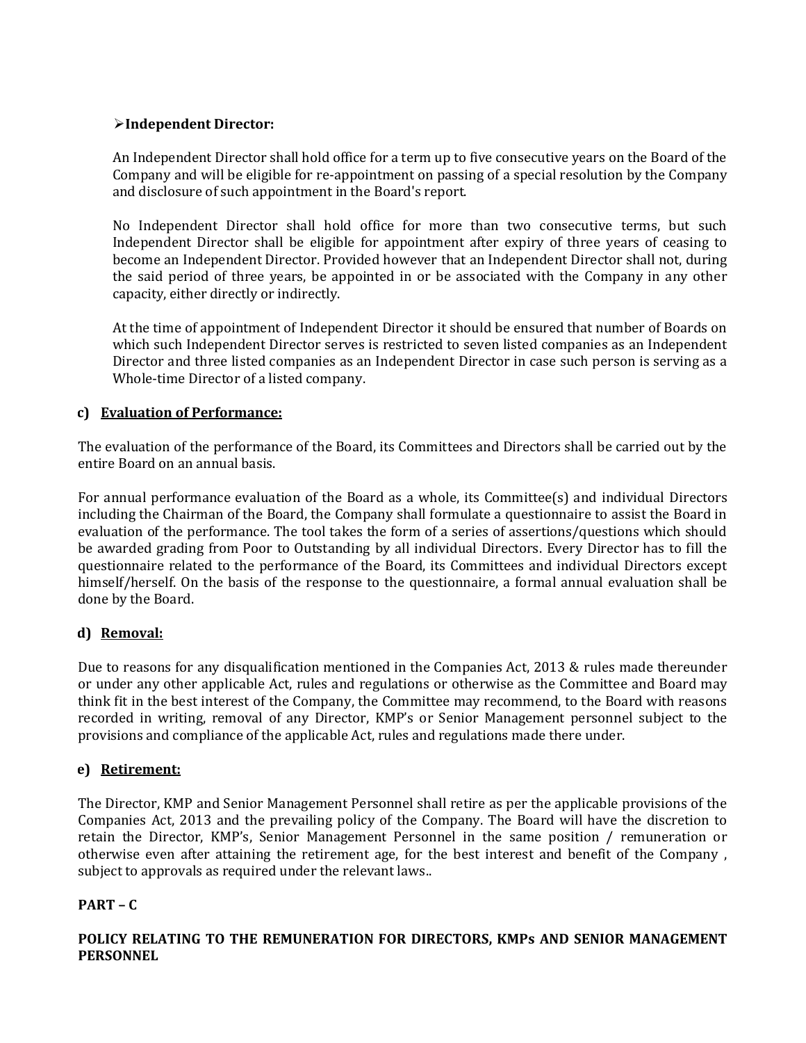➢ **Independent Director:**

An Independent Director shall hold office for a term up to five consecutive years on the Board of the Company and will be eligible for re-appointment on passing of a special resolution by the Company and disclosure of such appointment in the Board's report.

No Independent Director shall hold office for more than two consecutive terms, but such Independent Director shall be eligible for appointment after expiry of three years of ceasing to become an Independent Director. Provided however that an Independent Director shall not, during the said period of three years, be appointed in or be associated with the Company in any other capacity, either directly or indirectly.

At the time of appointment of Independent Director it should be ensured that number of Boards on which such Independent Director serves is restricted to seven listed companies as an Independent Director and three listed companies as an Independent Director in case such person is serving as a Whole-time Director of a listed company.

**c) <u>Evaluation of Performance:</u>**

The evaluation of the performance of the Board, its Committees and Directors shall be carried out by the entire Board on an annual basis.

For annual performance evaluation of the Board as a whole, its Committee(s) and individual Directors including the Chairman of the Board, the Company shall formulate a questionnaire to assist the Board in evaluation of the performance. The tool takes the form of a series of assertions/questions which should be awarded grading from Poor to Outstanding by all individual Directors. Every Director has to fill the questionnaire related to the performance of the Board, its Committees and individual Directors except himself/herself. On the basis of the response to the questionnaire, a formal annual evaluation shall be done by the Board.

**d) <u>Removal:</u>**

Due to reasons for any disqualification mentioned in the Companies Act, 2013 & rules made thereunder or under any other applicable Act, rules and regulations or otherwise as the Committee and Board may think fit in the best interest of the Company, the Committee may recommend, to the Board with reasons recorded in writing, removal of any Director, KMP's or Senior Management personnel subject to the provisions and compliance of the applicable Act, rules and regulations made there under.

**e) <u>Retirement:</u>**

The Director, KMP and Senior Management Personnel shall retire as per the applicable provisions of the Companies Act, 2013 and the prevailing policy of the Company. The Board will have the discretion to retain the Director, KMP's, Senior Management Personnel in the same position / remuneration or otherwise even after attaining the retirement age, for the best interest and benefit of the Company , subject to approvals as required under the relevant laws..

**PART – C**

**POLICY RELATING TO THE REMUNERATION FOR DIRECTORS, KMPs AND SENIOR MANAGEMENT PERSONNEL**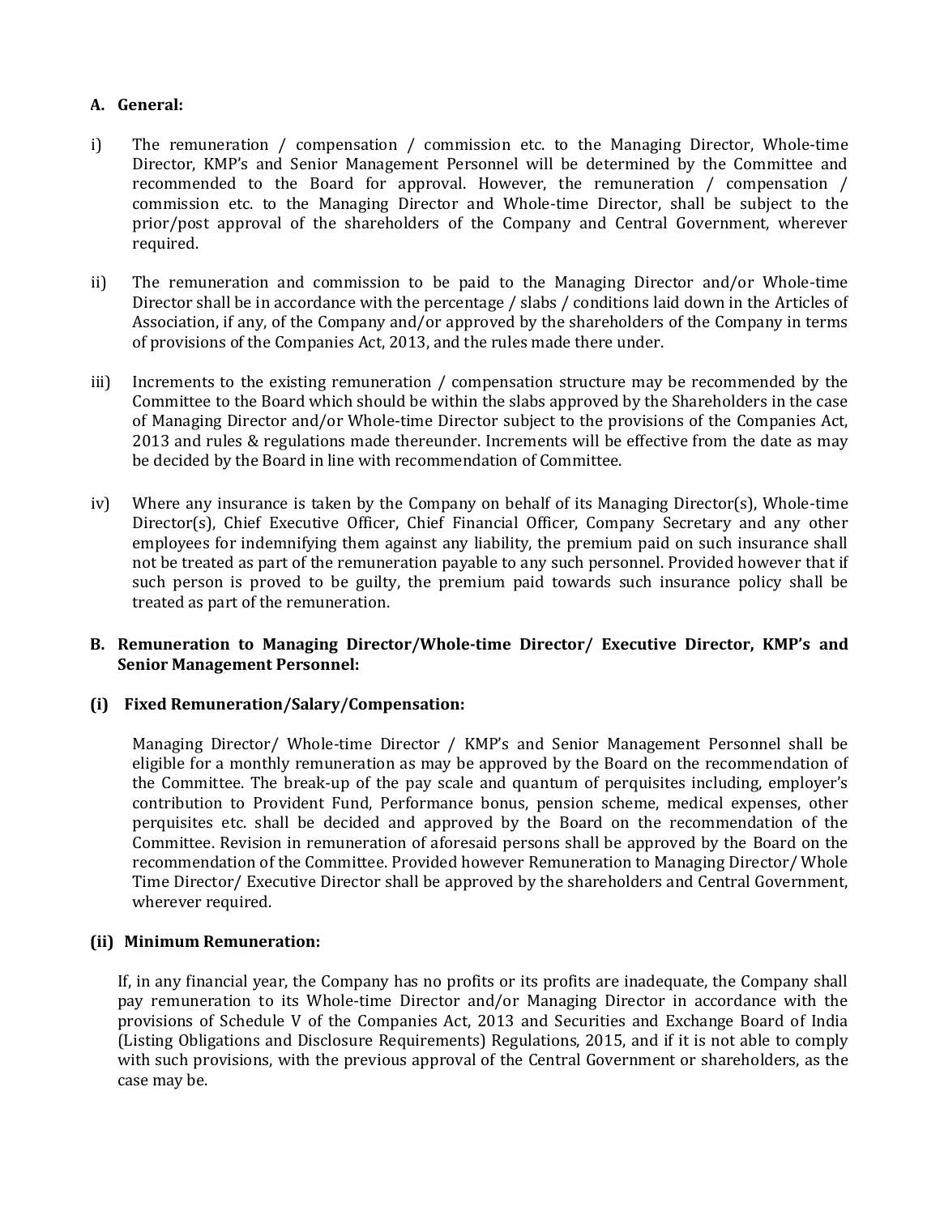## A. General:

i) The remuneration / compensation / commission etc. to the Managing Director, Whole-time Director, KMP's and Senior Management Personnel will be determined by the Committee and recommended to the Board for approval. However, the remuneration / compensation / commission etc. to the Managing Director and Whole-time Director, shall be subject to the prior/post approval of the shareholders of the Company and Central Government, wherever required.

ii) The remuneration and commission to be paid to the Managing Director and/or Whole-time Director shall be in accordance with the percentage / slabs / conditions laid down in the Articles of Association, if any, of the Company and/or approved by the shareholders of the Company in terms of provisions of the Companies Act, 2013, and the rules made there under.

iii) Increments to the existing remuneration / compensation structure may be recommended by the Committee to the Board which should be within the slabs approved by the Shareholders in the case of Managing Director and/or Whole-time Director subject to the provisions of the Companies Act, 2013 and rules & regulations made thereunder. Increments will be effective from the date as may be decided by the Board in line with recommendation of Committee.

iv) Where any insurance is taken by the Company on behalf of its Managing Director(s), Whole-time Director(s), Chief Executive Officer, Chief Financial Officer, Company Secretary and any other employees for indemnifying them against any liability, the premium paid on such insurance shall not be treated as part of the remuneration payable to any such personnel. Provided however that if such person is proved to be guilty, the premium paid towards such insurance policy shall be treated as part of the remuneration.

## B. Remuneration to Managing Director/Whole-time Director/ Executive Director, KMP's and Senior Management Personnel:

### (i) Fixed Remuneration/Salary/Compensation:

Managing Director/ Whole-time Director / KMP's and Senior Management Personnel shall be eligible for a monthly remuneration as may be approved by the Board on the recommendation of the Committee. The break-up of the pay scale and quantum of perquisites including, employer's contribution to Provident Fund, Performance bonus, pension scheme, medical expenses, other perquisites etc. shall be decided and approved by the Board on the recommendation of the Committee. Revision in remuneration of aforesaid persons shall be approved by the Board on the recommendation of the Committee. Provided however Remuneration to Managing Director/ Whole Time Director/ Executive Director shall be approved by the shareholders and Central Government, wherever required.

### (ii) Minimum Remuneration:

If, in any financial year, the Company has no profits or its profits are inadequate, the Company shall pay remuneration to its Whole-time Director and/or Managing Director in accordance with the provisions of Schedule V of the Companies Act, 2013 and Securities and Exchange Board of India (Listing Obligations and Disclosure Requirements) Regulations, 2015, and if it is not able to comply with such provisions, with the previous approval of the Central Government or shareholders, as the case may be.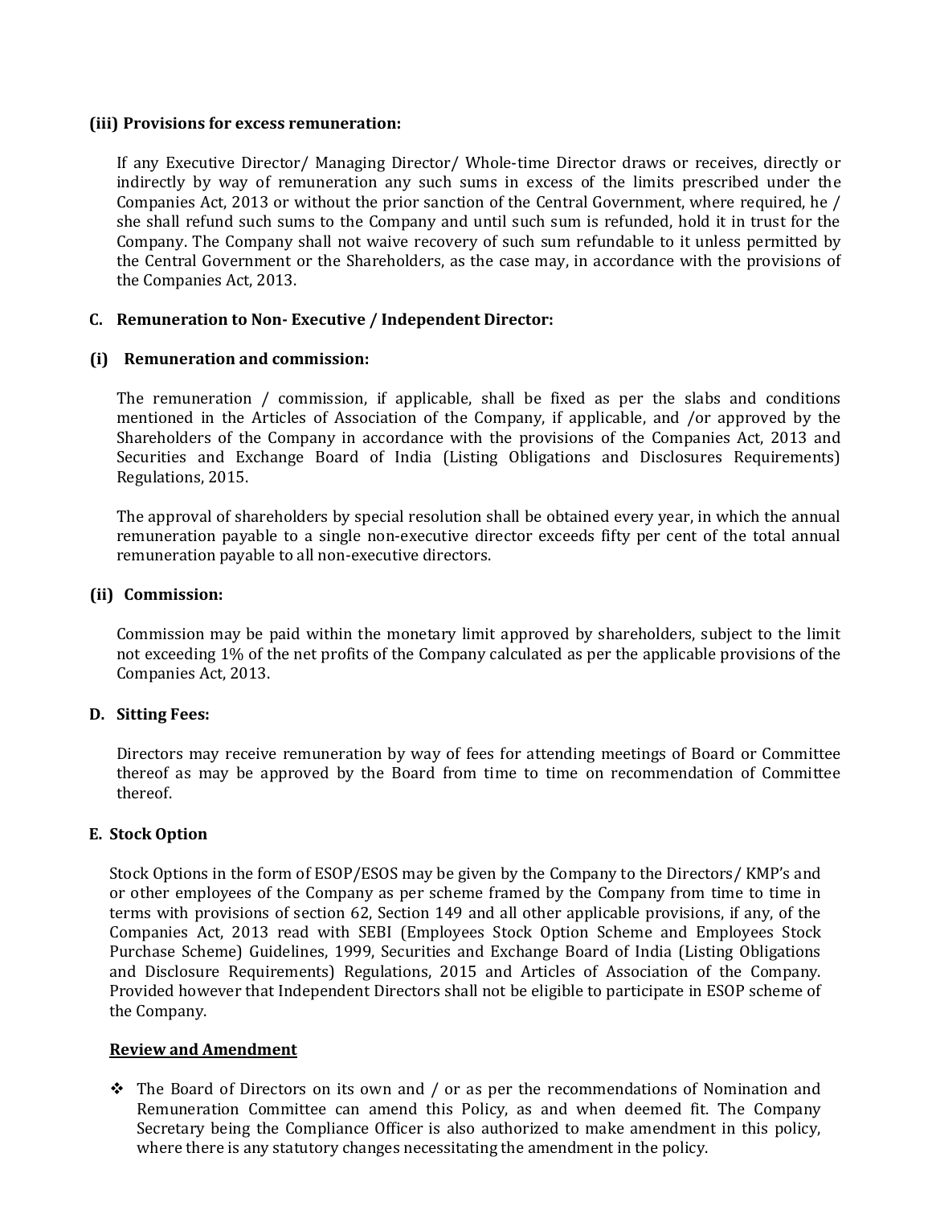**(iii) Provisions for excess remuneration:**

If any Executive Director/ Managing Director/ Whole-time Director draws or receives, directly or indirectly by way of remuneration any such sums in excess of the limits prescribed under the Companies Act, 2013 or without the prior sanction of the Central Government, where required, he / she shall refund such sums to the Company and until such sum is refunded, hold it in trust for the Company. The Company shall not waive recovery of such sum refundable to it unless permitted by the Central Government or the Shareholders, as the case may, in accordance with the provisions of the Companies Act, 2013.

**C. Remuneration to Non- Executive / Independent Director:**

**(i) Remuneration and commission:**

The remuneration / commission, if applicable, shall be fixed as per the slabs and conditions mentioned in the Articles of Association of the Company, if applicable, and /or approved by the Shareholders of the Company in accordance with the provisions of the Companies Act, 2013 and Securities and Exchange Board of India (Listing Obligations and Disclosures Requirements) Regulations, 2015.

The approval of shareholders by special resolution shall be obtained every year, in which the annual remuneration payable to a single non-executive director exceeds fifty per cent of the total annual remuneration payable to all non-executive directors.

**(ii) Commission:**

Commission may be paid within the monetary limit approved by shareholders, subject to the limit not exceeding 1% of the net profits of the Company calculated as per the applicable provisions of the Companies Act, 2013.

**D. Sitting Fees:**

Directors may receive remuneration by way of fees for attending meetings of Board or Committee thereof as may be approved by the Board from time to time on recommendation of Committee thereof.

**E. Stock Option**

Stock Options in the form of ESOP/ESOS may be given by the Company to the Directors/ KMP's and or other employees of the Company as per scheme framed by the Company from time to time in terms with provisions of section 62, Section 149 and all other applicable provisions, if any, of the Companies Act, 2013 read with SEBI (Employees Stock Option Scheme and Employees Stock Purchase Scheme) Guidelines, 1999, Securities and Exchange Board of India (Listing Obligations and Disclosure Requirements) Regulations, 2015 and Articles of Association of the Company. Provided however that Independent Directors shall not be eligible to participate in ESOP scheme of the Company.

**Review and Amendment**

- The Board of Directors on its own and / or as per the recommendations of Nomination and Remuneration Committee can amend this Policy, as and when deemed fit. The Company Secretary being the Compliance Officer is also authorized to make amendment in this policy, where there is any statutory changes necessitating the amendment in the policy.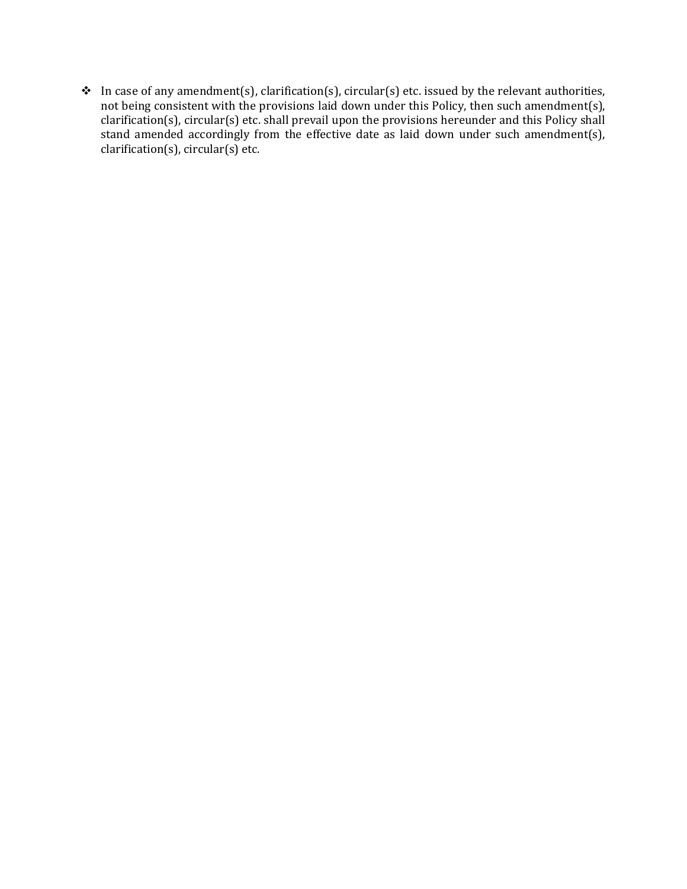- In case of any amendment(s), clarification(s), circular(s) etc. issued by the relevant authorities, not being consistent with the provisions laid down under this Policy, then such amendment(s), clarification(s), circular(s) etc. shall prevail upon the provisions hereunder and this Policy shall stand amended accordingly from the effective date as laid down under such amendment(s), clarification(s), circular(s) etc.